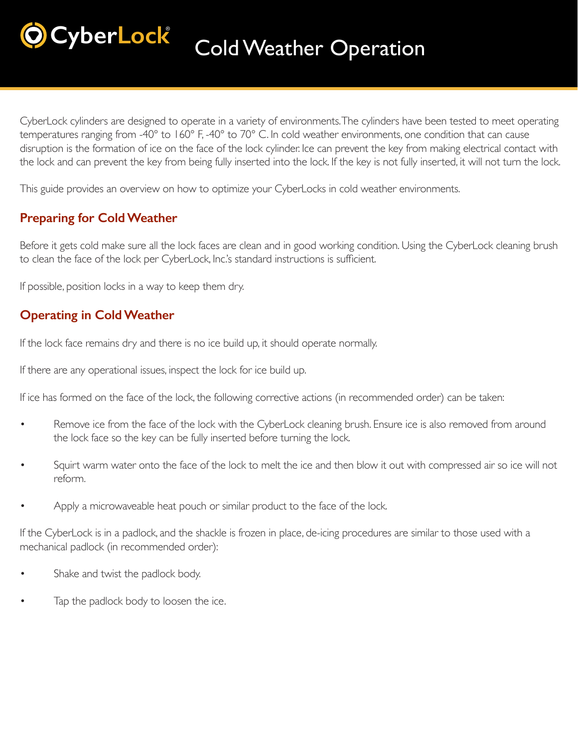# CyberLock® Cold Weather Operation

CyberLock cylinders are designed to operate in a variety of environments. The cylinders have been tested to meet operating temperatures ranging from -40° to 160° F, -40° to 70° C. In cold weather environments, one condition that can cause disruption is the formation of ice on the face of the lock cylinder. Ice can prevent the key from making electrical contact with the lock and can prevent the key from being fully inserted into the lock. If the key is not fully inserted, it will not turn the lock.

This guide provides an overview on how to optimize your CyberLocks in cold weather environments.

## Preparing for Cold Weather

Before it gets cold make sure all the lock faces are clean and in good working condition. Using the CyberLock cleaning brush to clean the face of the lock per CyberLock, Inc.'s standard instructions is sufficient.

If possible, position locks in a way to keep them dry.

## Operating in Cold Weather

If the lock face remains dry and there is no ice build up, it should operate normally.

If there are any operational issues, inspect the lock for ice build up.

If ice has formed on the face of the lock, the following corrective actions (in recommended order) can be taken:

- Remove ice from the face of the lock with the CyberLock cleaning brush. Ensure ice is also removed from around the lock face so the key can be fully inserted before turning the lock.
- Squirt warm water onto the face of the lock to melt the ice and then blow it out with compressed air so ice will not reform.
- Apply a microwaveable heat pouch or similar product to the face of the lock.

If the CyberLock is in a padlock, and the shackle is frozen in place, de-icing procedures are similar to those used with a mechanical padlock (in recommended order):

- Shake and twist the padlock body.
- Tap the padlock body to loosen the ice.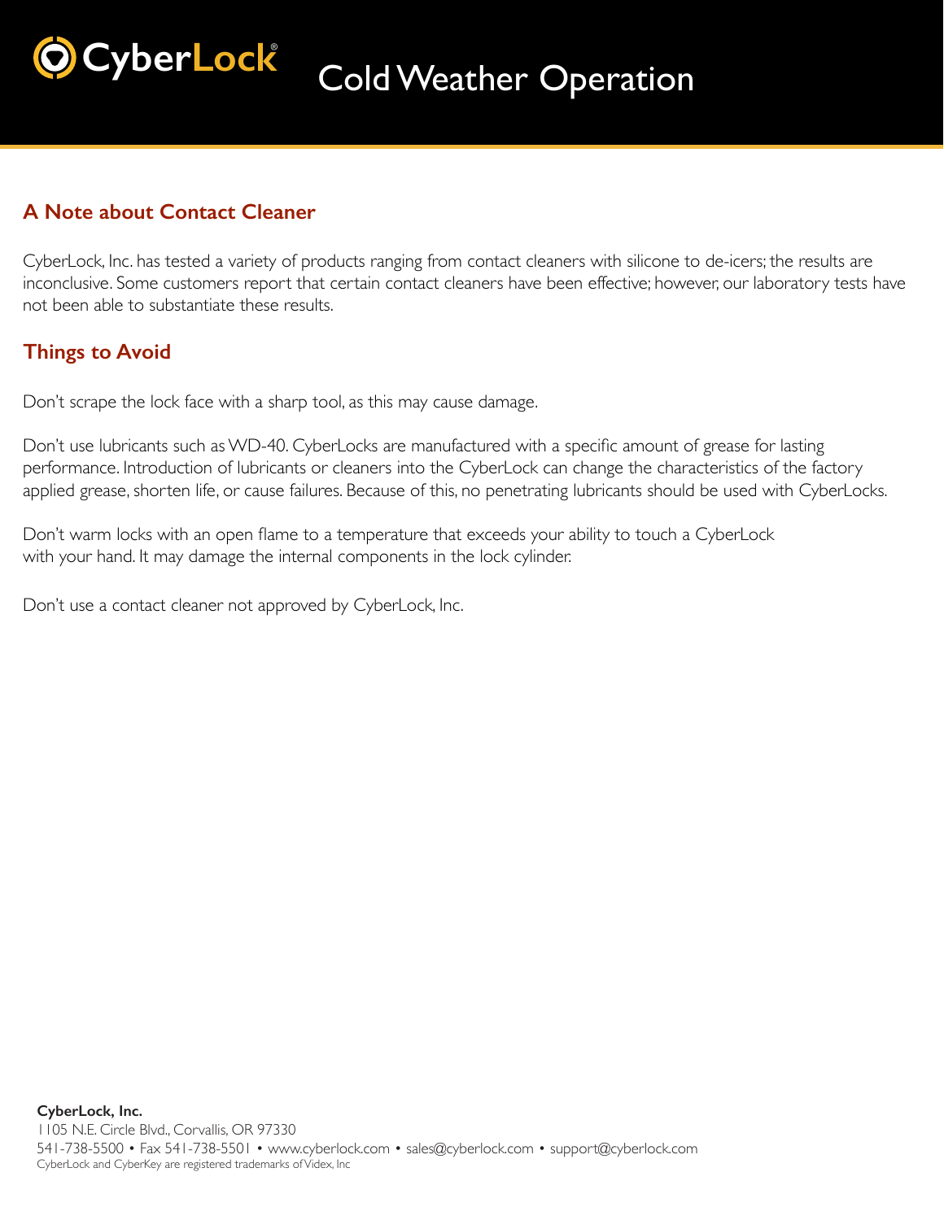# Cold Weather Operation

## A Note about Contact Cleaner

CyberLock, Inc. has tested a variety of products ranging from contact cleaners with silicone to de-icers; the results are inconclusive. Some customers report that certain contact cleaners have been effective; however, our laboratory tests have not been able to substantiate these results.

## Things to Avoid

Don't scrape the lock face with a sharp tool, as this may cause damage.

Don't use lubricants such as WD-40. CyberLocks are manufactured with a specific amount of grease for lasting performance. Introduction of lubricants or cleaners into the CyberLock can change the characteristics of the factory applied grease, shorten life, or cause failures. Because of this, no penetrating lubricants should be used with CyberLocks.

Don't warm locks with an open flame to a temperature that exceeds your ability to touch a CyberLock with your hand. It may damage the internal components in the lock cylinder.

Don't use a contact cleaner not approved by CyberLock, Inc.

**CyberLock, Inc.**
1105 N.E. Circle Blvd., Corvallis, OR 97330
541-738-5500 • Fax 541-738-5501 • www.cyberlock.com • sales@cyberlock.com • support@cyberlock.com
CyberLock and CyberKey are registered trademarks of Videx, Inc